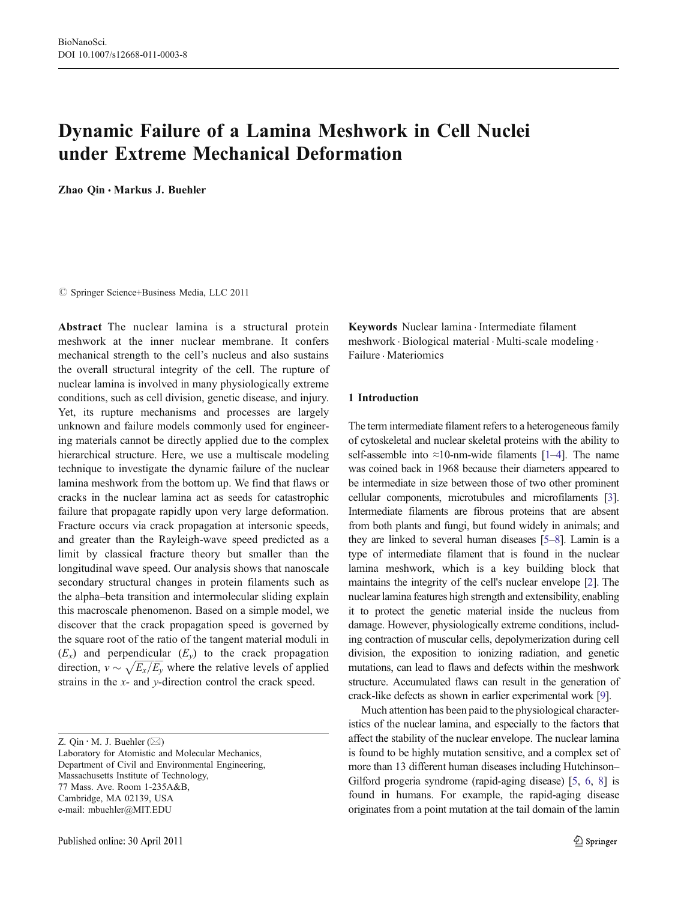# Dynamic Failure of a Lamina Meshwork in Cell Nuclei under Extreme Mechanical Deformation

**Zhao Qin · Markus J. Buehler**

© Springer Science+Business Media, LLC 2011

**Abstract** The nuclear lamina is a structural protein meshwork at the inner nuclear membrane. It confers mechanical strength to the cell's nucleus and also sustains the overall structural integrity of the cell. The rupture of nuclear lamina is involved in many physiologically extreme conditions, such as cell division, genetic disease, and injury. Yet, its rupture mechanisms and processes are largely unknown and failure models commonly used for engineering materials cannot be directly applied due to the complex hierarchical structure. Here, we use a multiscale modeling technique to investigate the dynamic failure of the nuclear lamina meshwork from the bottom up. We find that flaws or cracks in the nuclear lamina act as seeds for catastrophic failure that propagate rapidly upon very large deformation. Fracture occurs via crack propagation at intersonic speeds, and greater than the Rayleigh-wave speed predicted as a limit by classical fracture theory but smaller than the longitudinal wave speed. Our analysis shows that nanoscale secondary structural changes in protein filaments such as the alpha–beta transition and intermolecular sliding explain this macroscale phenomenon. Based on a simple model, we discover that the crack propagation speed is governed by the square root of the ratio of the tangent material moduli in ($E_x$) and perpendicular ($E_y$) to the crack propagation direction, $v \sim \sqrt{E_x/E_y}$ where the relative levels of applied strains in the *x*- and *y*-direction control the crack speed.

**Keywords** Nuclear lamina · Intermediate filament meshwork · Biological material · Multi-scale modeling · Failure · Materiomics

Z. Qin · M. J. Buehler (✉)
Laboratory for Atomistic and Molecular Mechanics,
Department of Civil and Environmental Engineering,
Massachusetts Institute of Technology,
77 Mass. Ave. Room 1-235A&B,
Cambridge, MA 02139, USA
e-mail: mbuehler@MIT.EDU

Published online: 30 April 2011

## 1 Introduction

The term intermediate filament refers to a heterogeneous family of cytoskeletal and nuclear skeletal proteins with the ability to self-assemble into ≈10-nm-wide filaments [1–4]. The name was coined back in 1968 because their diameters appeared to be intermediate in size between those of two other prominent cellular components, microtubules and microfilaments [3]. Intermediate filaments are fibrous proteins that are absent from both plants and fungi, but found widely in animals; and they are linked to several human diseases [5–8]. Lamin is a type of intermediate filament that is found in the nuclear lamina meshwork, which is a key building block that maintains the integrity of the cell's nuclear envelope [2]. The nuclear lamina features high strength and extensibility, enabling it to protect the genetic material inside the nucleus from damage. However, physiologically extreme conditions, including contraction of muscular cells, depolymerization during cell division, the exposition to ionizing radiation, and genetic mutations, can lead to flaws and defects within the meshwork structure. Accumulated flaws can result in the generation of crack-like defects as shown in earlier experimental work [9].

Much attention has been paid to the physiological characteristics of the nuclear lamina, and especially to the factors that affect the stability of the nuclear envelope. The nuclear lamina is found to be highly mutation sensitive, and a complex set of more than 13 different human diseases including Hutchinson–Gilford progeria syndrome (rapid-aging disease) [5, 6, 8] is found in humans. For example, the rapid-aging disease originates from a point mutation at the tail domain of the lamin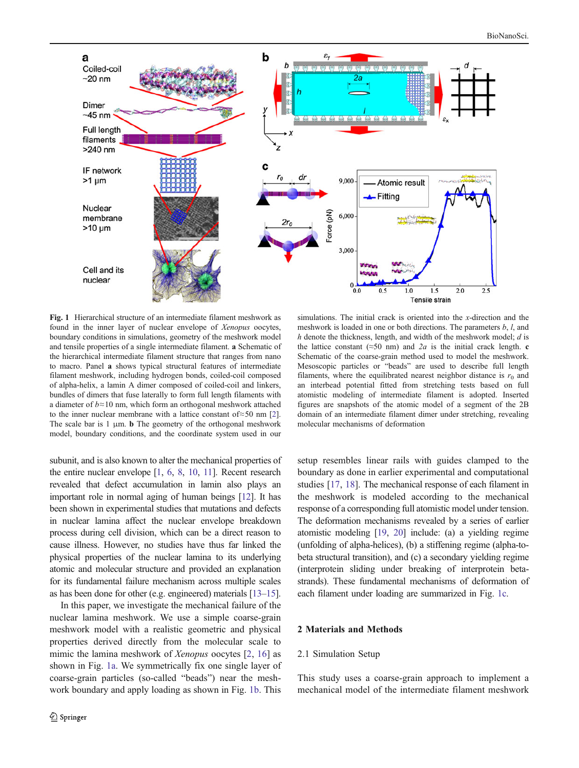**Fig. 1** Hierarchical structure of an intermediate filament meshwork as found in the inner layer of nuclear envelope of *Xenopus* oocytes, boundary conditions in simulations, geometry of the meshwork model and tensile properties of a single intermediate filament. **a** Schematic of the hierarchical intermediate filament structure that ranges from nano to macro. Panel **a** shows typical structural features of intermediate filament meshwork, including hydrogen bonds, coiled-coil composed of alpha-helix, a lamin A dimer composed of coiled-coil and linkers, bundles of dimers that fuse laterally to form full length filaments with a diameter of $b \approx 10$ nm, which form an orthogonal meshwork attached to the inner nuclear membrane with a lattice constant of≈50 nm [2]. The scale bar is 1 μm. **b** The geometry of the orthogonal meshwork model, boundary conditions, and the coordinate system used in our simulations. The initial crack is oriented into the *x*-direction and the meshwork is loaded in one or both directions. The parameters *b*, *l*, and *h* denote the thickness, length, and width of the meshwork model; *d* is the lattice constant (≈50 nm) and $2a$ is the initial crack length. **c** Schematic of the coarse-grain method used to model the meshwork. Mesoscopic particles or "beads" are used to describe full length filaments, where the equilibrated nearest neighbor distance is $r_0$ and an interbead potential fitted from stretching tests based on full atomistic modeling of intermediate filament is adopted. Inserted figures are snapshots of the atomic model of a segment of the 2B domain of an intermediate filament dimer under stretching, revealing molecular mechanisms of deformation

subunit, and is also known to alter the mechanical properties of the entire nuclear envelope [1, 6, 8, 10, 11]. Recent research revealed that defect accumulation in lamin also plays an important role in normal aging of human beings [12]. It has been shown in experimental studies that mutations and defects in nuclear lamina affect the nuclear envelope breakdown process during cell division, which can be a direct reason to cause illness. However, no studies have thus far linked the physical properties of the nuclear lamina to its underlying atomic and molecular structure and provided an explanation for its fundamental failure mechanism across multiple scales as has been done for other (e.g. engineered) materials [13–15].

In this paper, we investigate the mechanical failure of the nuclear lamina meshwork. We use a simple coarse-grain meshwork model with a realistic geometric and physical properties derived directly from the molecular scale to mimic the lamina meshwork of *Xenopus* oocytes [2, 16] as shown in Fig. 1a. We symmetrically fix one single layer of coarse-grain particles (so-called "beads") near the meshwork boundary and apply loading as shown in Fig. 1b. This setup resembles linear rails with guides clamped to the boundary as done in earlier experimental and computational studies [17, 18]. The mechanical response of each filament in the meshwork is modeled according to the mechanical response of a corresponding full atomistic model under tension. The deformation mechanisms revealed by a series of earlier atomistic modeling [19, 20] include: (a) a yielding regime (unfolding of alpha-helices), (b) a stiffening regime (alpha-to-beta structural transition), and (c) a secondary yielding regime (interprotein sliding under breaking of interprotein beta-strands). These fundamental mechanisms of deformation of each filament under loading are summarized in Fig. 1c.

## 2 Materials and Methods

### 2.1 Simulation Setup

This study uses a coarse-grain approach to implement a mechanical model of the intermediate filament meshwork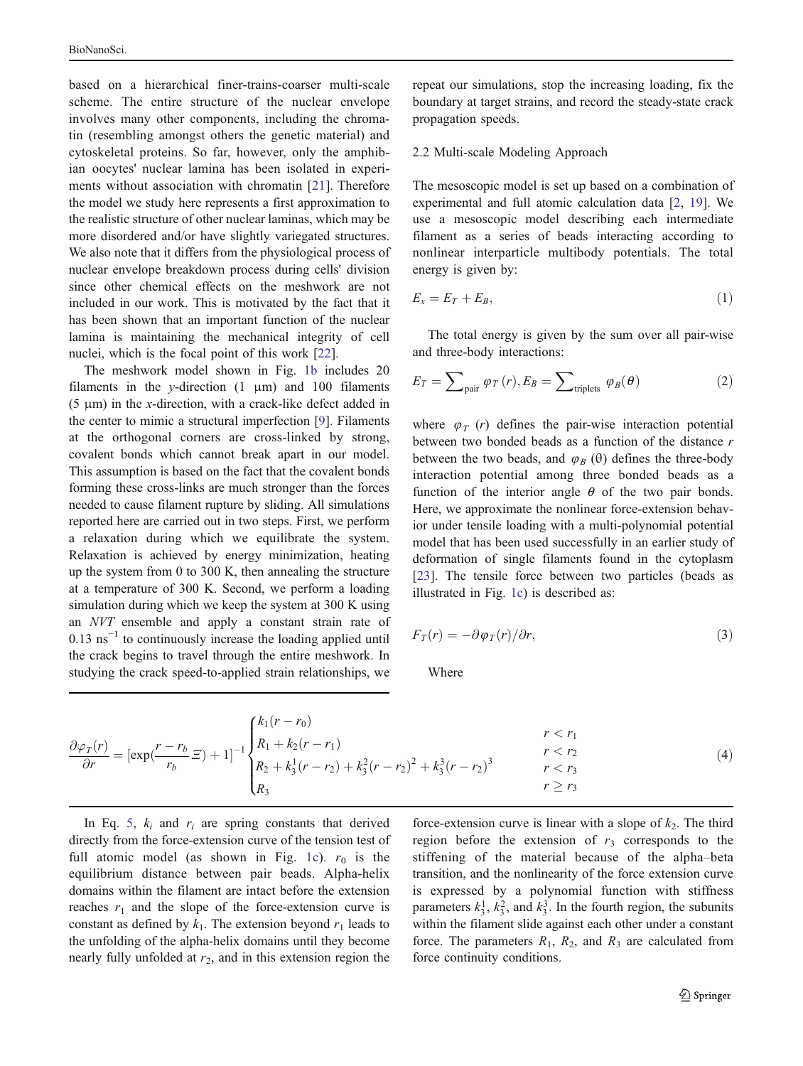based on a hierarchical finer-trains-coarser multi-scale scheme. The entire structure of the nuclear envelope involves many other components, including the chromatin (resembling amongst others the genetic material) and cytoskeletal proteins. So far, however, only the amphibian oocytes' nuclear lamina has been isolated in experiments without association with chromatin [21]. Therefore the model we study here represents a first approximation to the realistic structure of other nuclear laminas, which may be more disordered and/or have slightly variegated structures. We also note that it differs from the physiological process of nuclear envelope breakdown process during cells' division since other chemical effects on the meshwork are not included in our work. This is motivated by the fact that it has been shown that an important function of the nuclear lamina is maintaining the mechanical integrity of cell nuclei, which is the focal point of this work [22].

The meshwork model shown in Fig. 1b includes 20 filaments in the *y*-direction (1 μm) and 100 filaments (5 μm) in the *x*-direction, with a crack-like defect added in the center to mimic a structural imperfection [9]. Filaments at the orthogonal corners are cross-linked by strong, covalent bonds which cannot break apart in our model. This assumption is based on the fact that the covalent bonds forming these cross-links are much stronger than the forces needed to cause filament rupture by sliding. All simulations reported here are carried out in two steps. First, we perform a relaxation during which we equilibrate the system. Relaxation is achieved by energy minimization, heating up the system from 0 to 300 K, then annealing the structure at a temperature of 300 K. Second, we perform a loading simulation during which we keep the system at 300 K using an *NVT* ensemble and apply a constant strain rate of 0.13 $\mathrm{ns}^{-1}$ to continuously increase the loading applied until the crack begins to travel through the entire meshwork. In studying the crack speed-to-applied strain relationships, we repeat our simulations, stop the increasing loading, fix the boundary at target strains, and record the steady-state crack propagation speeds.

## 2.2 Multi-scale Modeling Approach

The mesoscopic model is set up based on a combination of experimental and full atomic calculation data [2, 19]. We use a mesoscopic model describing each intermediate filament as a series of beads interacting according to nonlinear interparticle multibody potentials. The total energy is given by:

$$E_x = E_T + E_B, \tag{1}$$

The total energy is given by the sum over all pair-wise and three-body interactions:

$$E_T = \sum\nolimits_{\text{pair}} \varphi_T(r), E_B = \sum\nolimits_{\text{triplets}} \varphi_B(\theta) \tag{2}$$

where $\varphi_T(r)$ defines the pair-wise interaction potential between two bonded beads as a function of the distance $r$ between the two beads, and $\varphi_B(\theta)$ defines the three-body interaction potential among three bonded beads as a function of the interior angle $\theta$ of the two pair bonds. Here, we approximate the nonlinear force-extension behavior under tensile loading with a multi-polynomial potential model that has been used successfully in an earlier study of deformation of single filaments found in the cytoplasm [23]. The tensile force between two particles (beads as illustrated in Fig. 1c) is described as:

$$F_T(r) = -\partial\varphi_T(r)/\partial r, \tag{3}$$

Where

$$\frac{\partial\varphi_T(r)}{\partial r} = \left[\exp\left(\frac{r-r_b}{r_b}\Xi\right)+1\right]^{-1} \begin{cases} k_1(r-r_0) & r < r_1 \\ R_1 + k_2(r-r_1) & r < r_2 \\ R_2 + k_3^1(r-r_2) + k_3^2(r-r_2)^2 + k_3^3(r-r_2)^3 & r < r_3 \\ R_3 & r \geq r_3 \end{cases} \tag{4}$$

In Eq. 5, $k_i$ and $r_i$ are spring constants that derived directly from the force-extension curve of the tension test of full atomic model (as shown in Fig. 1c). $r_0$ is the equilibrium distance between pair beads. Alpha-helix domains within the filament are intact before the extension reaches $r_1$ and the slope of the force-extension curve is constant as defined by $k_1$. The extension beyond $r_1$ leads to the unfolding of the alpha-helix domains until they become nearly fully unfolded at $r_2$, and in this extension region the force-extension curve is linear with a slope of $k_2$. The third region before the extension of $r_3$ corresponds to the stiffening of the material because of the alpha–beta transition, and the nonlinearity of the force extension curve is expressed by a polynomial function with stiffness parameters $k_3^1$, $k_3^2$, and $k_3^3$. In the fourth region, the subunits within the filament slide against each other under a constant force. The parameters $R_1$, $R_2$, and $R_3$ are calculated from force continuity conditions.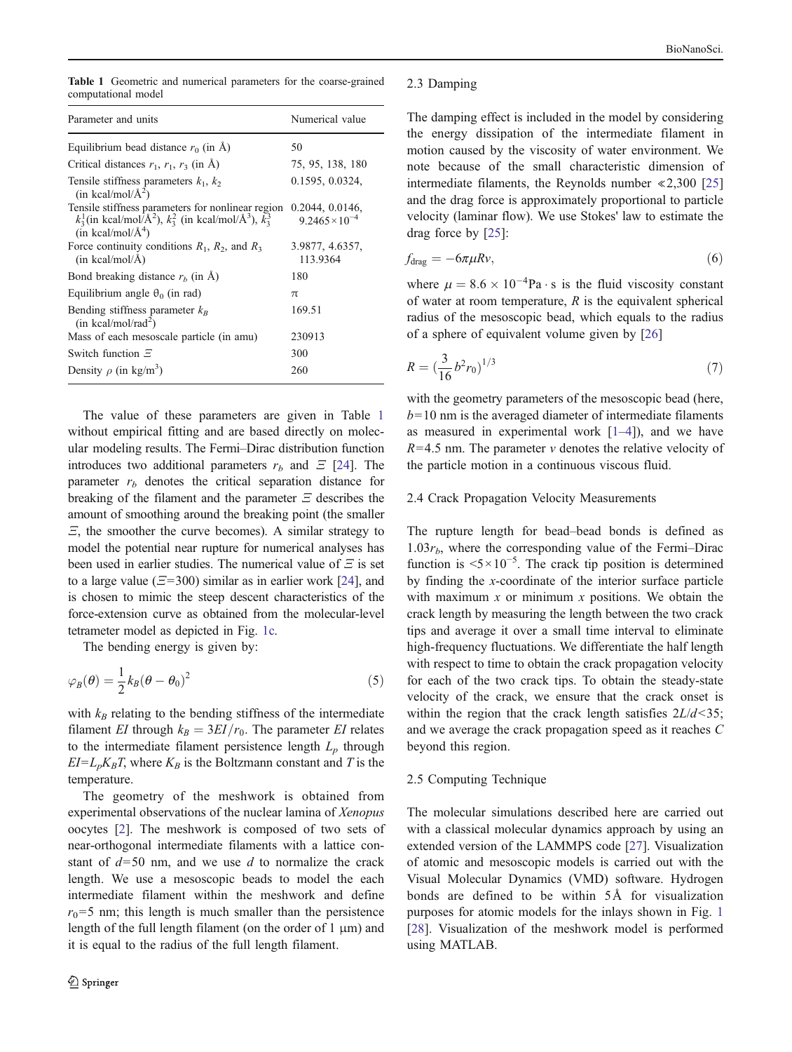**Table 1** Geometric and numerical parameters for the coarse-grained computational model

| Parameter and units | Numerical value |
|---|---|
| Equilibrium bead distance $r_0$ (in Å) | 50 |
| Critical distances $r_1$, $r_1$, $r_3$ (in Å) | 75, 95, 138, 180 |
| Tensile stiffness parameters $k_1$, $k_2$ (in kcal/mol/Å$^2$) | 0.1595, 0.0324, |
| Tensile stiffness parameters for nonlinear region $k_3^1$(in kcal/mol/Å$^2$), $k_3^2$ (in kcal/mol/Å$^3$), $k_3^3$ (in kcal/mol/Å$^4$) | 0.2044, 0.0146, $9.2465\times10^{-4}$ |
| Force continuity conditions $R_1$, $R_2$, and $R_3$ (in kcal/mol/Å) | 3.9877, 4.6357, 113.9364 |
| Bond breaking distance $r_b$ (in Å) | 180 |
| Equilibrium angle $\theta_0$ (in rad) | π |
| Bending stiffness parameter $k_B$ (in kcal/mol/rad$^2$) | 169.51 |
| Mass of each mesoscale particle (in amu) | 230913 |
| Switch function $\Xi$ | 300 |
| Density $\rho$ (in kg/m$^3$) | 260 |

The value of these parameters are given in Table 1 without empirical fitting and are based directly on molecular modeling results. The Fermi–Dirac distribution function introduces two additional parameters $r_b$ and $\Xi$ [24]. The parameter $r_b$ denotes the critical separation distance for breaking of the filament and the parameter $\Xi$ describes the amount of smoothing around the breaking point (the smaller $\Xi$, the smoother the curve becomes). A similar strategy to model the potential near rupture for numerical analyses has been used in earlier studies. The numerical value of $\Xi$ is set to a large value ($\Xi$=300) similar as in earlier work [24], and is chosen to mimic the steep descent characteristics of the force-extension curve as obtained from the molecular-level tetrameter model as depicted in Fig. 1c.

The bending energy is given by:

$$\varphi_B(\theta) = \frac{1}{2}k_B(\theta - \theta_0)^2 \tag{5}$$

with $k_B$ relating to the bending stiffness of the intermediate filament $EI$ through $k_B = 3EI/r_0$. The parameter $EI$ relates to the intermediate filament persistence length $L_p$ through $EI$=$L_pK_BT$, where $K_B$ is the Boltzmann constant and $T$ is the temperature.

The geometry of the meshwork is obtained from experimental observations of the nuclear lamina of *Xenopus* oocytes [2]. The meshwork is composed of two sets of near-orthogonal intermediate filaments with a lattice constant of $d$=50 nm, and we use $d$ to normalize the crack length. We use a mesoscopic beads to model the each intermediate filament within the meshwork and define $r_0$=5 nm; this length is much smaller than the persistence length of the full length filament (on the order of 1 μm) and it is equal to the radius of the full length filament.

### 2.3 Damping

The damping effect is included in the model by considering the energy dissipation of the intermediate filament in motion caused by the viscosity of water environment. We note because of the small characteristic dimension of intermediate filaments, the Reynolds number ≪2,300 [25] and the drag force is approximately proportional to particle velocity (laminar flow). We use Stokes' law to estimate the drag force by [25]:

$$f_{\text{drag}} = -6\pi\mu Rv, \tag{6}$$

where $\mu = 8.6\times10^{-4}\text{Pa}\cdot\text{s}$ is the fluid viscosity constant of water at room temperature, $R$ is the equivalent spherical radius of the mesoscopic bead, which equals to the radius of a sphere of equivalent volume given by [26]

$$R = \left(\frac{3}{16}b^2r_0\right)^{1/3} \tag{7}$$

with the geometry parameters of the mesoscopic bead (here, $b$=10 nm is the averaged diameter of intermediate filaments as measured in experimental work [1–4]), and we have $R$=4.5 nm. The parameter $v$ denotes the relative velocity of the particle motion in a continuous viscous fluid.

### 2.4 Crack Propagation Velocity Measurements

The rupture length for bead–bead bonds is defined as $1.03r_b$, where the corresponding value of the Fermi–Dirac function is $<5\times10^{-5}$. The crack tip position is determined by finding the $x$-coordinate of the interior surface particle with maximum $x$ or minimum $x$ positions. We obtain the crack length by measuring the length between the two crack tips and average it over a small time interval to eliminate high-frequency fluctuations. We differentiate the half length with respect to time to obtain the crack propagation velocity for each of the two crack tips. To obtain the steady-state velocity of the crack, we ensure that the crack onset is within the region that the crack length satisfies $2L/d$<35; and we average the crack propagation speed as it reaches $C$ beyond this region.

### 2.5 Computing Technique

The molecular simulations described here are carried out with a classical molecular dynamics approach by using an extended version of the LAMMPS code [27]. Visualization of atomic and mesoscopic models is carried out with the Visual Molecular Dynamics (VMD) software. Hydrogen bonds are defined to be within 5Å for visualization purposes for atomic models for the inlays shown in Fig. 1 [28]. Visualization of the meshwork model is performed using MATLAB.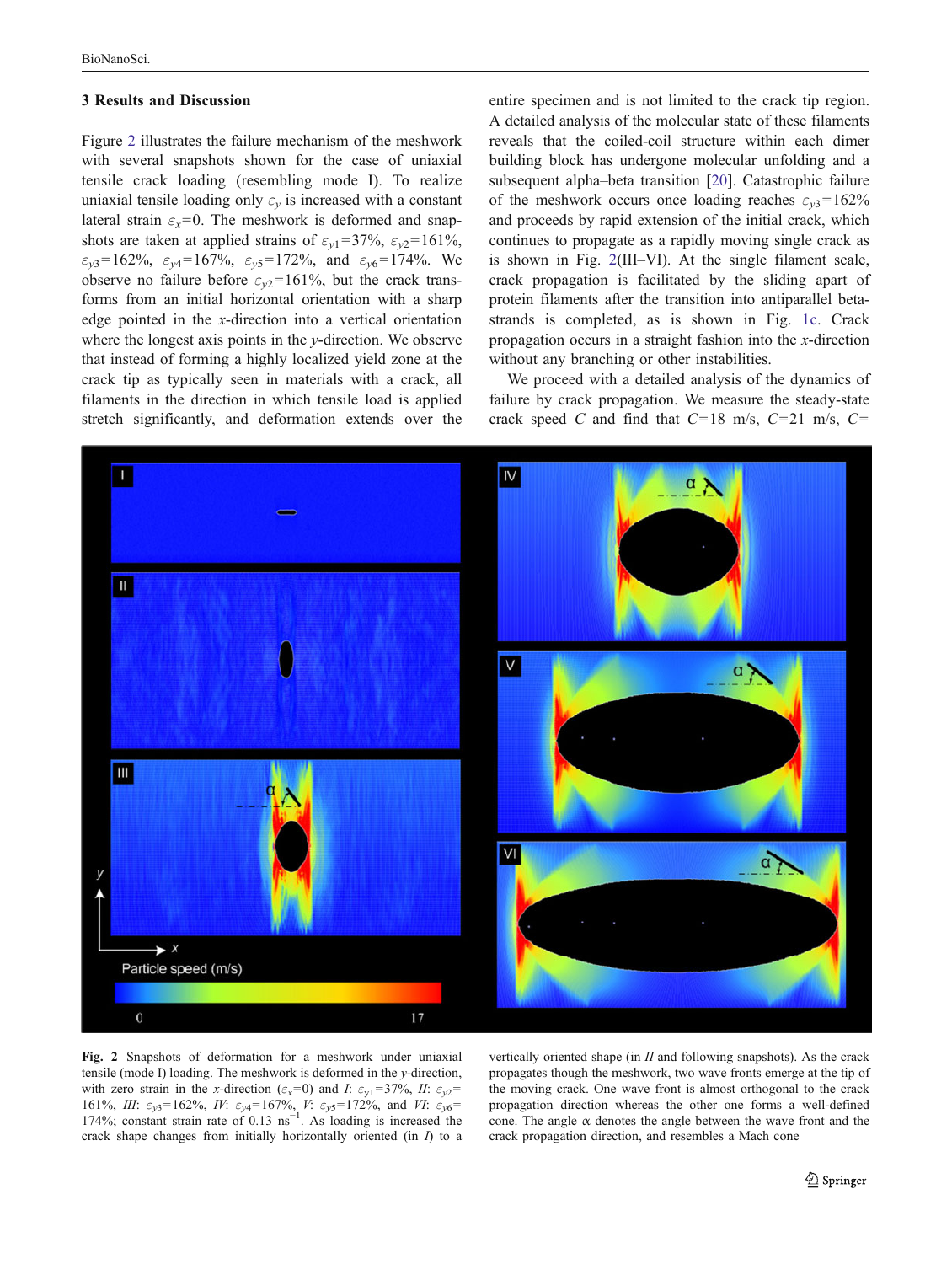## 3 Results and Discussion

Figure 2 illustrates the failure mechanism of the meshwork with several snapshots shown for the case of uniaxial tensile crack loading (resembling mode I). To realize uniaxial tensile loading only $\varepsilon_y$ is increased with a constant lateral strain $\varepsilon_x=0$. The meshwork is deformed and snapshots are taken at applied strains of $\varepsilon_{y1}=37\%$, $\varepsilon_{y2}=161\%$, $\varepsilon_{y3}=162\%$, $\varepsilon_{y4}=167\%$, $\varepsilon_{y5}=172\%$, and $\varepsilon_{y6}=174\%$. We observe no failure before $\varepsilon_{y2}=161\%$, but the crack transforms from an initial horizontal orientation with a sharp edge pointed in the $x$-direction into a vertical orientation where the longest axis points in the $y$-direction. We observe that instead of forming a highly localized yield zone at the crack tip as typically seen in materials with a crack, all filaments in the direction in which tensile load is applied stretch significantly, and deformation extends over the entire specimen and is not limited to the crack tip region. A detailed analysis of the molecular state of these filaments reveals that the coiled-coil structure within each dimer building block has undergone molecular unfolding and a subsequent alpha–beta transition [20]. Catastrophic failure of the meshwork occurs once loading reaches $\varepsilon_{y3}=162\%$ and proceeds by rapid extension of the initial crack, which continues to propagate as a rapidly moving single crack as is shown in Fig. 2(III–VI). At the single filament scale, crack propagation is facilitated by the sliding apart of protein filaments after the transition into antiparallel beta-strands is completed, as is shown in Fig. 1c. Crack propagation occurs in a straight fashion into the $x$-direction without any branching or other instabilities.

We proceed with a detailed analysis of the dynamics of failure by crack propagation. We measure the steady-state crack speed $C$ and find that $C=18$ m/s, $C=21$ m/s, $C=$

**Fig. 2** Snapshots of deformation for a meshwork under uniaxial tensile (mode I) loading. The meshwork is deformed in the $y$-direction, with zero strain in the $x$-direction ($\varepsilon_x=0$) and *I*: $\varepsilon_{y1}=37\%$, *II*: $\varepsilon_{y2}=161\%$, *III*: $\varepsilon_{y3}=162\%$, *IV*: $\varepsilon_{y4}=167\%$, *V*: $\varepsilon_{y5}=172\%$, and *VI*: $\varepsilon_{y6}=174\%$; constant strain rate of 0.13 $\text{ns}^{-1}$. As loading is increased the crack shape changes from initially horizontally oriented (in *I*) to a vertically oriented shape (in *II* and following snapshots). As the crack propagates though the meshwork, two wave fronts emerge at the tip of the moving crack. One wave front is almost orthogonal to the crack propagation direction whereas the other one forms a well-defined cone. The angle $\alpha$ denotes the angle between the wave front and the crack propagation direction, and resembles a Mach cone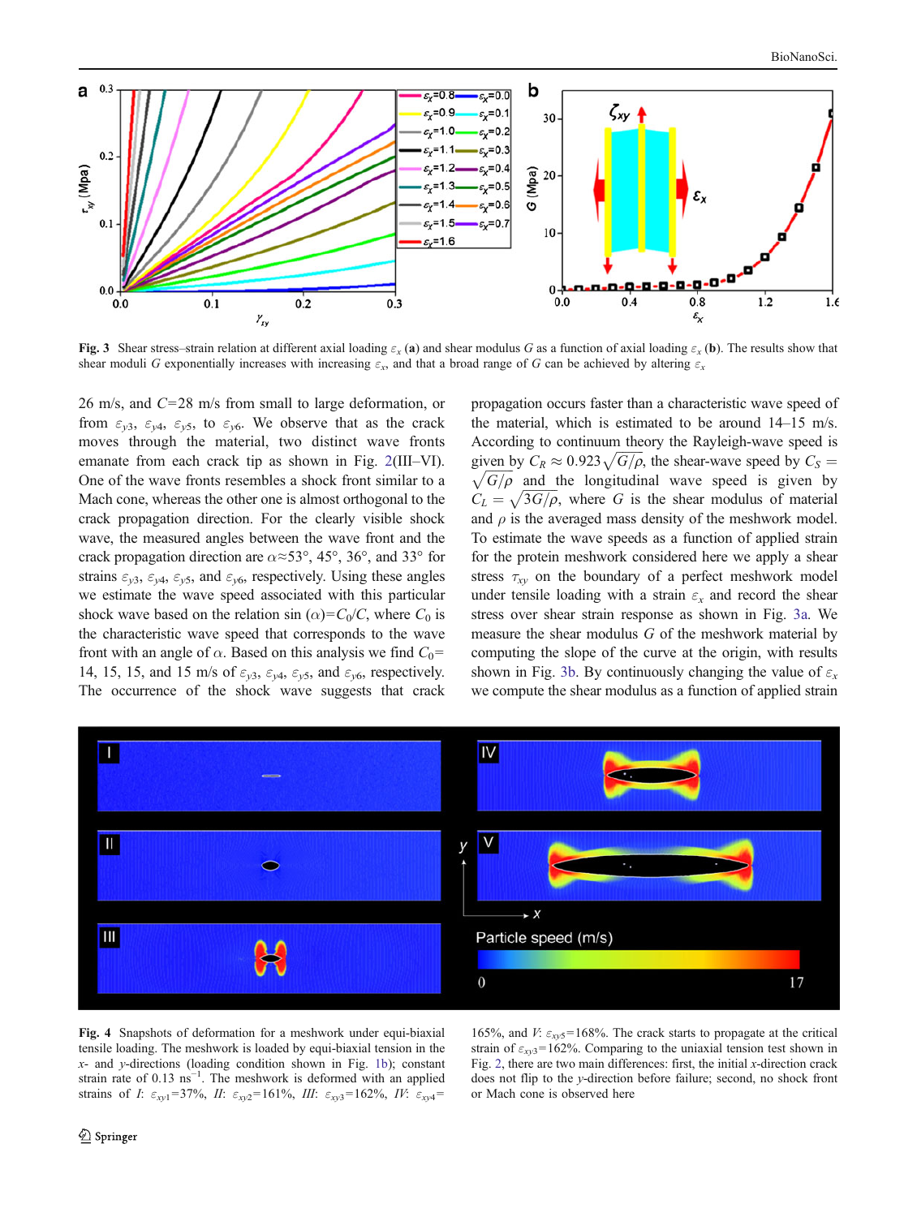**Fig. 3** Shear stress–strain relation at different axial loading $\varepsilon_x$ (**a**) and shear modulus $G$ as a function of axial loading $\varepsilon_x$ (**b**). The results show that shear moduli $G$ exponentially increases with increasing $\varepsilon_x$, and that a broad range of $G$ can be achieved by altering $\varepsilon_x$

26 m/s, and $C$=28 m/s from small to large deformation, or from $\varepsilon_{y3}$, $\varepsilon_{y4}$, $\varepsilon_{y5}$, to $\varepsilon_{y6}$. We observe that as the crack moves through the material, two distinct wave fronts emanate from each crack tip as shown in Fig. 2(III–VI). One of the wave fronts resembles a shock front similar to a Mach cone, whereas the other one is almost orthogonal to the crack propagation direction. For the clearly visible shock wave, the measured angles between the wave front and the crack propagation direction are $\alpha\approx53°$, 45°, 36°, and 33° for strains $\varepsilon_{y3}$, $\varepsilon_{y4}$, $\varepsilon_{y5}$, and $\varepsilon_{y6}$, respectively. Using these angles we estimate the wave speed associated with this particular shock wave based on the relation $\sin(\alpha)=C_0/C$, where $C_0$ is the characteristic wave speed that corresponds to the wave front with an angle of $\alpha$. Based on this analysis we find $C_0$= 14, 15, 15, and 15 m/s of $\varepsilon_{y3}$, $\varepsilon_{y4}$, $\varepsilon_{y5}$, and $\varepsilon_{y6}$, respectively. The occurrence of the shock wave suggests that crack propagation occurs faster than a characteristic wave speed of the material, which is estimated to be around 14–15 m/s. According to continuum theory the Rayleigh-wave speed is given by $C_R\approx0.923\sqrt{G/\rho}$, the shear-wave speed by $C_S=\sqrt{G/\rho}$ and the longitudinal wave speed is given by $C_L=\sqrt{3G/\rho}$, where $G$ is the shear modulus of material and $\rho$ is the averaged mass density of the meshwork model. To estimate the wave speeds as a function of applied strain for the protein meshwork considered here we apply a shear stress $\tau_{xy}$ on the boundary of a perfect meshwork model under tensile loading with a strain $\varepsilon_x$ and record the shear stress over shear strain response as shown in Fig. 3a. We measure the shear modulus $G$ of the meshwork material by computing the slope of the curve at the origin, with results shown in Fig. 3b. By continuously changing the value of $\varepsilon_x$ we compute the shear modulus as a function of applied strain

**Fig. 4** Snapshots of deformation for a meshwork under equi-biaxial tensile loading. The meshwork is loaded by equi-biaxial tension in the $x$- and $y$-directions (loading condition shown in Fig. 1b); constant strain rate of 0.13 $\text{ns}^{-1}$. The meshwork is deformed with an applied strains of *I*: $\varepsilon_{xy1}$=37%, *II*: $\varepsilon_{xy2}$=161%, *III*: $\varepsilon_{xy3}$=162%, *IV*: $\varepsilon_{xy4}$= 165%, and *V*: $\varepsilon_{xy5}$=168%. The crack starts to propagate at the critical strain of $\varepsilon_{xy3}$=162%. Comparing to the uniaxial tension test shown in Fig. 2, there are two main differences: first, the initial $x$-direction crack does not flip to the $y$-direction before failure; second, no shock front or Mach cone is observed here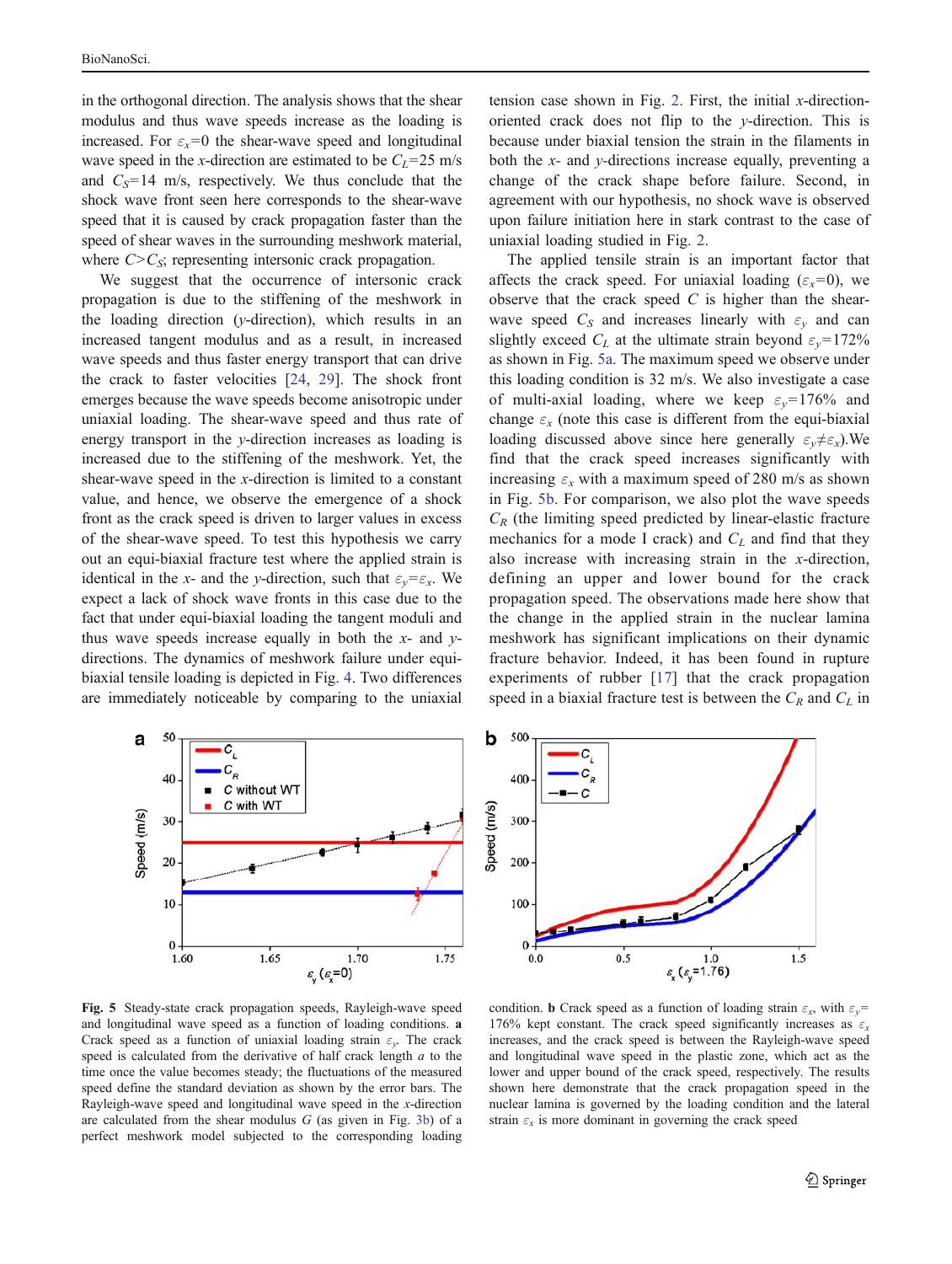in the orthogonal direction. The analysis shows that the shear modulus and thus wave speeds increase as the loading is increased. For $\varepsilon_x$=0 the shear-wave speed and longitudinal wave speed in the *x*-direction are estimated to be $C_L$=25 m/s and $C_S$=14 m/s, respectively. We thus conclude that the shock wave front seen here corresponds to the shear-wave speed that it is caused by crack propagation faster than the speed of shear waves in the surrounding meshwork material, where $C>C_S$; representing intersonic crack propagation.

We suggest that the occurrence of intersonic crack propagation is due to the stiffening of the meshwork in the loading direction (*y*-direction), which results in an increased tangent modulus and as a result, in increased wave speeds and thus faster energy transport that can drive the crack to faster velocities [24, 29]. The shock front emerges because the wave speeds become anisotropic under uniaxial loading. The shear-wave speed and thus rate of energy transport in the *y*-direction increases as loading is increased due to the stiffening of the meshwork. Yet, the shear-wave speed in the *x*-direction is limited to a constant value, and hence, we observe the emergence of a shock front as the crack speed is driven to larger values in excess of the shear-wave speed. To test this hypothesis we carry out an equi-biaxial fracture test where the applied strain is identical in the *x*- and the *y*-direction, such that $\varepsilon_y$=$\varepsilon_x$. We expect a lack of shock wave fronts in this case due to the fact that under equi-biaxial loading the tangent moduli and thus wave speeds increase equally in both the *x*- and *y*-directions. The dynamics of meshwork failure under equi-biaxial tensile loading is depicted in Fig. 4. Two differences are immediately noticeable by comparing to the uniaxial tension case shown in Fig. 2. First, the initial *x*-direction-oriented crack does not flip to the *y*-direction. This is because under biaxial tension the strain in the filaments in both the *x*- and *y*-directions increase equally, preventing a change of the crack shape before failure. Second, in agreement with our hypothesis, no shock wave is observed upon failure initiation here in stark contrast to the case of uniaxial loading studied in Fig. 2.

The applied tensile strain is an important factor that affects the crack speed. For uniaxial loading ($\varepsilon_x$=0), we observe that the crack speed $C$ is higher than the shear-wave speed $C_S$ and increases linearly with $\varepsilon_y$ and can slightly exceed $C_L$ at the ultimate strain beyond $\varepsilon_y$=172% as shown in Fig. 5a. The maximum speed we observe under this loading condition is 32 m/s. We also investigate a case of multi-axial loading, where we keep $\varepsilon_y$=176% and change $\varepsilon_x$ (note this case is different from the equi-biaxial loading discussed above since here generally $\varepsilon_y \neq \varepsilon_x$).We find that the crack speed increases significantly with increasing $\varepsilon_x$ with a maximum speed of 280 m/s as shown in Fig. 5b. For comparison, we also plot the wave speeds $C_R$ (the limiting speed predicted by linear-elastic fracture mechanics for a mode I crack) and $C_L$ and find that they also increase with increasing strain in the *x*-direction, defining an upper and lower bound for the crack propagation speed. The observations made here show that the change in the applied strain in the nuclear lamina meshwork has significant implications on their dynamic fracture behavior. Indeed, it has been found in rupture experiments of rubber [17] that the crack propagation speed in a biaxial fracture test is between the $C_R$ and $C_L$ in

**Fig. 5** Steady-state crack propagation speeds, Rayleigh-wave speed and longitudinal wave speed as a function of loading conditions. **a** Crack speed as a function of uniaxial loading strain $\varepsilon_y$. The crack speed is calculated from the derivative of half crack length *a* to the time once the value becomes steady; the fluctuations of the measured speed define the standard deviation as shown by the error bars. The Rayleigh-wave speed and longitudinal wave speed in the *x*-direction are calculated from the shear modulus *G* (as given in Fig. 3b) of a perfect meshwork model subjected to the corresponding loading condition. **b** Crack speed as a function of loading strain $\varepsilon_x$, with $\varepsilon_y$= 176% kept constant. The crack speed significantly increases as $\varepsilon_x$ increases, and the crack speed is between the Rayleigh-wave speed and longitudinal wave speed in the plastic zone, which act as the lower and upper bound of the crack speed, respectively. The results shown here demonstrate that the crack propagation speed in the nuclear lamina is governed by the loading condition and the lateral strain $\varepsilon_x$ is more dominant in governing the crack speed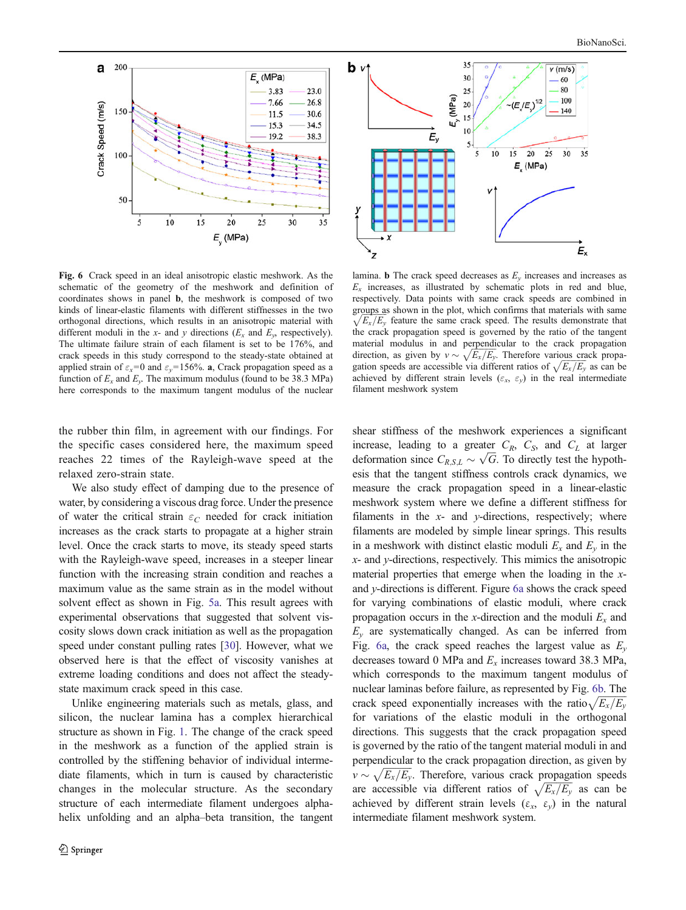**Fig. 6** Crack speed in an ideal anisotropic elastic meshwork. As the schematic of the geometry of the meshwork and definition of coordinates shows in panel **b**, the meshwork is composed of two kinds of linear-elastic filaments with different stiffnesses in the two orthogonal directions, which results in an anisotropic material with different moduli in the $x$- and $y$ directions ($E_x$ and $E_y$, respectively). The ultimate failure strain of each filament is set to be 176%, and crack speeds in this study correspond to the steady-state obtained at applied strain of $\varepsilon_x$=0 and $\varepsilon_y$=156%. **a**, Crack propagation speed as a function of $E_x$ and $E_y$. The maximum modulus (found to be 38.3 MPa) here corresponds to the maximum tangent modulus of the nuclear lamina. **b** The crack speed decreases as $E_y$ increases and increases as $E_x$ increases, as illustrated by schematic plots in red and blue, respectively. Data points with same crack speeds are combined in groups as shown in the plot, which confirms that materials with same $\sqrt{E_x/E_y}$ feature the same crack speed. The results demonstrate that the crack propagation speed is governed by the ratio of the tangent material modulus in and perpendicular to the crack propagation direction, as given by $v \sim \sqrt{E_x/E_y}$. Therefore various crack propagation speeds are accessible via different ratios of $\sqrt{E_x/E_y}$ as can be achieved by different strain levels ($\varepsilon_x$, $\varepsilon_y$) in the real intermediate filament meshwork system

the rubber thin film, in agreement with our findings. For the specific cases considered here, the maximum speed reaches 22 times of the Rayleigh-wave speed at the relaxed zero-strain state.

We also study effect of damping due to the presence of water, by considering a viscous drag force. Under the presence of water the critical strain $\varepsilon_C$ needed for crack initiation increases as the crack starts to propagate at a higher strain level. Once the crack starts to move, its steady speed starts with the Rayleigh-wave speed, increases in a steeper linear function with the increasing strain condition and reaches a maximum value as the same strain as in the model without solvent effect as shown in Fig. 5a. This result agrees with experimental observations that suggested that solvent viscosity slows down crack initiation as well as the propagation speed under constant pulling rates [30]. However, what we observed here is that the effect of viscosity vanishes at extreme loading conditions and does not affect the steady-state maximum crack speed in this case.

Unlike engineering materials such as metals, glass, and silicon, the nuclear lamina has a complex hierarchical structure as shown in Fig. 1. The change of the crack speed in the meshwork as a function of the applied strain is controlled by the stiffening behavior of individual intermediate filaments, which in turn is caused by characteristic changes in the molecular structure. As the secondary structure of each intermediate filament undergoes alpha-helix unfolding and an alpha–beta transition, the tangent shear stiffness of the meshwork experiences a significant increase, leading to a greater $C_R$, $C_S$, and $C_L$ at larger deformation since $C_{R,S,L} \sim \sqrt{G}$. To directly test the hypothesis that the tangent stiffness controls crack dynamics, we measure the crack propagation speed in a linear-elastic meshwork system where we define a different stiffness for filaments in the $x$- and $y$-directions, respectively; where filaments are modeled by simple linear springs. This results in a meshwork with distinct elastic moduli $E_x$ and $E_y$ in the $x$- and $y$-directions, respectively. This mimics the anisotropic material properties that emerge when the loading in the $x$- and $y$-directions is different. Figure 6a shows the crack speed for varying combinations of elastic moduli, where crack propagation occurs in the $x$-direction and the moduli $E_x$ and $E_y$ are systematically changed. As can be inferred from Fig. 6a, the crack speed reaches the largest value as $E_y$ decreases toward 0 MPa and $E_x$ increases toward 38.3 MPa, which corresponds to the maximum tangent modulus of nuclear laminas before failure, as represented by Fig. 6b. The crack speed exponentially increases with the ratio $\sqrt{E_x/E_y}$ for variations of the elastic moduli in the orthogonal directions. This suggests that the crack propagation speed is governed by the ratio of the tangent material moduli in and perpendicular to the crack propagation direction, as given by $v \sim \sqrt{E_x/E_y}$. Therefore, various crack propagation speeds are accessible via different ratios of $\sqrt{E_x/E_y}$ as can be achieved by different strain levels ($\varepsilon_x$, $\varepsilon_y$) in the natural intermediate filament meshwork system.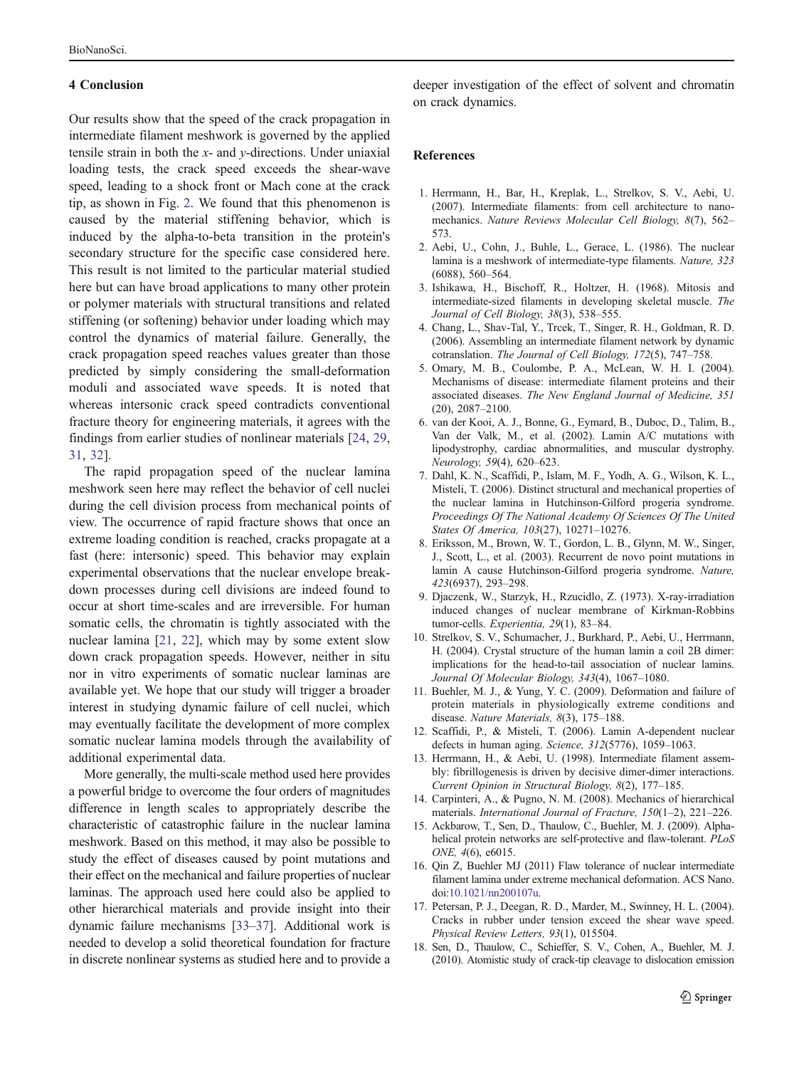## 4 Conclusion

Our results show that the speed of the crack propagation in intermediate filament meshwork is governed by the applied tensile strain in both the $x$- and $y$-directions. Under uniaxial loading tests, the crack speed exceeds the shear-wave speed, leading to a shock front or Mach cone at the crack tip, as shown in Fig. 2. We found that this phenomenon is caused by the material stiffening behavior, which is induced by the alpha-to-beta transition in the protein's secondary structure for the specific case considered here. This result is not limited to the particular material studied here but can have broad applications to many other protein or polymer materials with structural transitions and related stiffening (or softening) behavior under loading which may control the dynamics of material failure. Generally, the crack propagation speed reaches values greater than those predicted by simply considering the small-deformation moduli and associated wave speeds. It is noted that whereas intersonic crack speed contradicts conventional fracture theory for engineering materials, it agrees with the findings from earlier studies of nonlinear materials [24, 29, 31, 32].

The rapid propagation speed of the nuclear lamina meshwork seen here may reflect the behavior of cell nuclei during the cell division process from mechanical points of view. The occurrence of rapid fracture shows that once an extreme loading condition is reached, cracks propagate at a fast (here: intersonic) speed. This behavior may explain experimental observations that the nuclear envelope breakdown processes during cell divisions are indeed found to occur at short time-scales and are irreversible. For human somatic cells, the chromatin is tightly associated with the nuclear lamina [21, 22], which may by some extent slow down crack propagation speeds. However, neither in situ nor in vitro experiments of somatic nuclear laminas are available yet. We hope that our study will trigger a broader interest in studying dynamic failure of cell nuclei, which may eventually facilitate the development of more complex somatic nuclear lamina models through the availability of additional experimental data.

More generally, the multi-scale method used here provides a powerful bridge to overcome the four orders of magnitudes difference in length scales to appropriately describe the characteristic of catastrophic failure in the nuclear lamina meshwork. Based on this method, it may also be possible to study the effect of diseases caused by point mutations and their effect on the mechanical and failure properties of nuclear laminas. The approach used here could also be applied to other hierarchical materials and provide insight into their dynamic failure mechanisms [33–37]. Additional work is needed to develop a solid theoretical foundation for fracture in discrete nonlinear systems as studied here and to provide a deeper investigation of the effect of solvent and chromatin on crack dynamics.

## References

1. Herrmann, H., Bar, H., Kreplak, L., Strelkov, S. V., Aebi, U. (2007). Intermediate filaments: from cell architecture to nanomechanics. *Nature Reviews Molecular Cell Biology, 8*(7), 562–573.
2. Aebi, U., Cohn, J., Buhle, L., Gerace, L. (1986). The nuclear lamina is a meshwork of intermediate-type filaments. *Nature, 323* (6088), 560–564.
3. Ishikawa, H., Bischoff, R., Holtzer, H. (1968). Mitosis and intermediate-sized filaments in developing skeletal muscle. *The Journal of Cell Biology, 38*(3), 538–555.
4. Chang, L., Shav-Tal, Y., Trcek, T., Singer, R. H., Goldman, R. D. (2006). Assembling an intermediate filament network by dynamic cotranslation. *The Journal of Cell Biology, 172*(5), 747–758.
5. Omary, M. B., Coulombe, P. A., McLean, W. H. I. (2004). Mechanisms of disease: intermediate filament proteins and their associated diseases. *The New England Journal of Medicine, 351* (20), 2087–2100.
6. van der Kooi, A. J., Bonne, G., Eymard, B., Duboc, D., Talim, B., Van der Valk, M., et al. (2002). Lamin A/C mutations with lipodystrophy, cardiac abnormalities, and muscular dystrophy. *Neurology, 59*(4), 620–623.
7. Dahl, K. N., Scaffidi, P., Islam, M. F., Yodh, A. G., Wilson, K. L., Misteli, T. (2006). Distinct structural and mechanical properties of the nuclear lamina in Hutchinson-Gilford progeria syndrome. *Proceedings Of The National Academy Of Sciences Of The United States Of America, 103*(27), 10271–10276.
8. Eriksson, M., Brown, W. T., Gordon, L. B., Glynn, M. W., Singer, J., Scott, L., et al. (2003). Recurrent de novo point mutations in lamin A cause Hutchinson-Gilford progeria syndrome. *Nature, 423*(6937), 293–298.
9. Djaczenk, W., Starzyk, H., Rzucidlo, Z. (1973). X-ray-irradiation induced changes of nuclear membrane of Kirkman-Robbins tumor-cells. *Experientia, 29*(1), 83–84.
10. Strelkov, S. V., Schumacher, J., Burkhard, P., Aebi, U., Herrmann, H. (2004). Crystal structure of the human lamin a coil 2B dimer: implications for the head-to-tail association of nuclear lamins. *Journal Of Molecular Biology, 343*(4), 1067–1080.
11. Buehler, M. J., & Yung, Y. C. (2009). Deformation and failure of protein materials in physiologically extreme conditions and disease. *Nature Materials, 8*(3), 175–188.
12. Scaffidi, P., & Misteli, T. (2006). Lamin A-dependent nuclear defects in human aging. *Science, 312*(5776), 1059–1063.
13. Herrmann, H., & Aebi, U. (1998). Intermediate filament assembly: fibrillogenesis is driven by decisive dimer-dimer interactions. *Current Opinion in Structural Biology, 8*(2), 177–185.
14. Carpinteri, A., & Pugno, N. M. (2008). Mechanics of hierarchical materials. *International Journal of Fracture, 150*(1–2), 221–226.
15. Ackbarow, T., Sen, D., Thaulow, C., Buehler, M. J. (2009). Alpha-helical protein networks are self-protective and flaw-tolerant. *PLoS ONE, 4*(6), e6015.
16. Qin Z, Buehler MJ (2011) Flaw tolerance of nuclear intermediate filament lamina under extreme mechanical deformation. ACS Nano. doi:10.1021/nn200107u.
17. Petersan, P. J., Deegan, R. D., Marder, M., Swinney, H. L. (2004). Cracks in rubber under tension exceed the shear wave speed. *Physical Review Letters, 93*(1), 015504.
18. Sen, D., Thaulow, C., Schieffer, S. V., Cohen, A., Buehler, M. J. (2010). Atomistic study of crack-tip cleavage to dislocation emission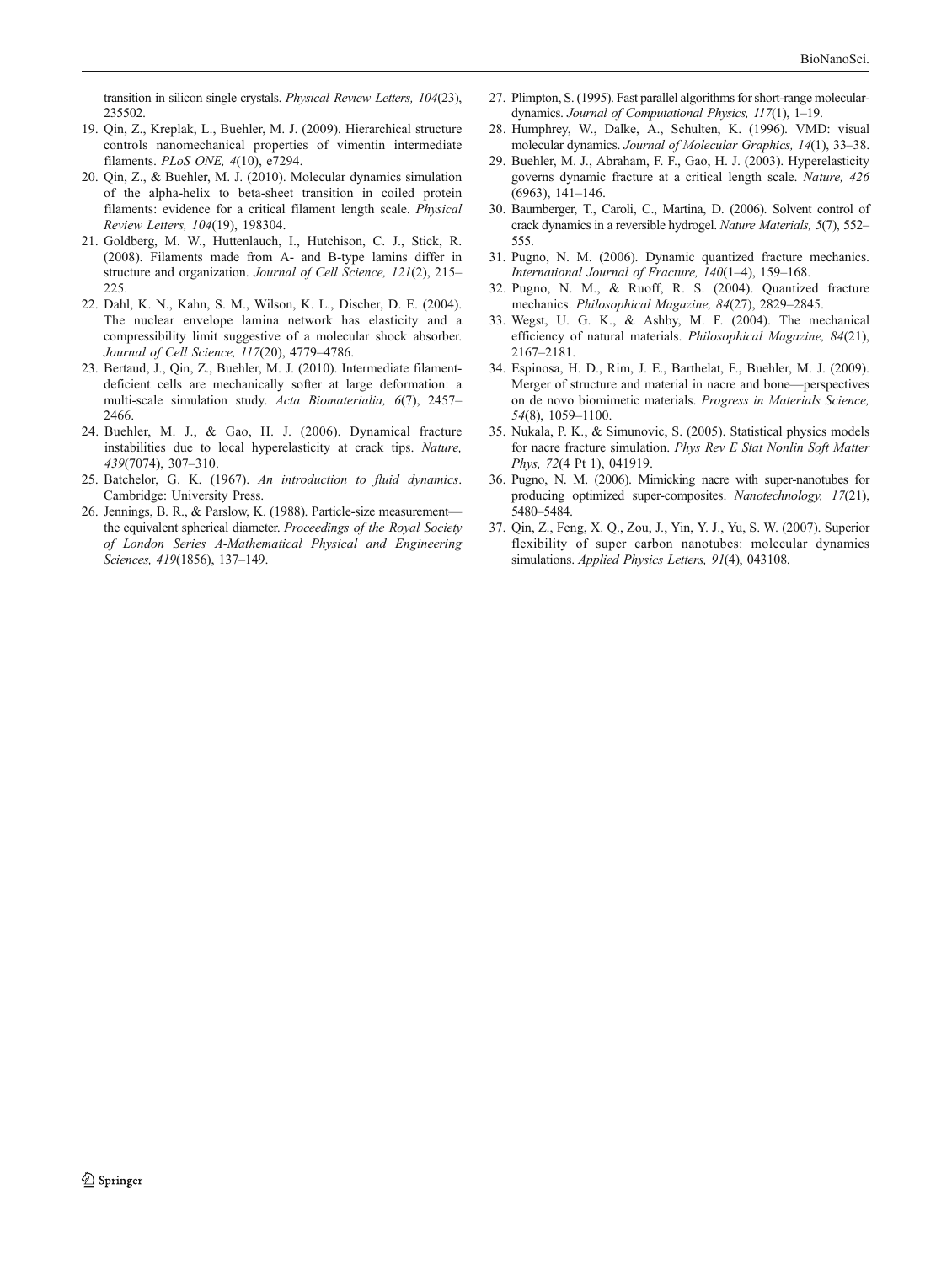transition in silicon single crystals. *Physical Review Letters, 104*(23), 235502.

19. Qin, Z., Kreplak, L., Buehler, M. J. (2009). Hierarchical structure controls nanomechanical properties of vimentin intermediate filaments. *PLoS ONE, 4*(10), e7294.
20. Qin, Z., & Buehler, M. J. (2010). Molecular dynamics simulation of the alpha-helix to beta-sheet transition in coiled protein filaments: evidence for a critical filament length scale. *Physical Review Letters, 104*(19), 198304.
21. Goldberg, M. W., Huttenlauch, I., Hutchison, C. J., Stick, R. (2008). Filaments made from A- and B-type lamins differ in structure and organization. *Journal of Cell Science, 121*(2), 215–225.
22. Dahl, K. N., Kahn, S. M., Wilson, K. L., Discher, D. E. (2004). The nuclear envelope lamina network has elasticity and a compressibility limit suggestive of a molecular shock absorber. *Journal of Cell Science, 117*(20), 4779–4786.
23. Bertaud, J., Qin, Z., Buehler, M. J. (2010). Intermediate filament-deficient cells are mechanically softer at large deformation: a multi-scale simulation study. *Acta Biomaterialia, 6*(7), 2457–2466.
24. Buehler, M. J., & Gao, H. J. (2006). Dynamical fracture instabilities due to local hyperelasticity at crack tips. *Nature, 439*(7074), 307–310.
25. Batchelor, G. K. (1967). *An introduction to fluid dynamics*. Cambridge: University Press.
26. Jennings, B. R., & Parslow, K. (1988). Particle-size measurement—the equivalent spherical diameter. *Proceedings of the Royal Society of London Series A-Mathematical Physical and Engineering Sciences, 419*(1856), 137–149.
27. Plimpton, S. (1995). Fast parallel algorithms for short-range molecular-dynamics. *Journal of Computational Physics, 117*(1), 1–19.
28. Humphrey, W., Dalke, A., Schulten, K. (1996). VMD: visual molecular dynamics. *Journal of Molecular Graphics, 14*(1), 33–38.
29. Buehler, M. J., Abraham, F. F., Gao, H. J. (2003). Hyperelasticity governs dynamic fracture at a critical length scale. *Nature, 426*(6963), 141–146.
30. Baumberger, T., Caroli, C., Martina, D. (2006). Solvent control of crack dynamics in a reversible hydrogel. *Nature Materials, 5*(7), 552–555.
31. Pugno, N. M. (2006). Dynamic quantized fracture mechanics. *International Journal of Fracture, 140*(1–4), 159–168.
32. Pugno, N. M., & Ruoff, R. S. (2004). Quantized fracture mechanics. *Philosophical Magazine, 84*(27), 2829–2845.
33. Wegst, U. G. K., & Ashby, M. F. (2004). The mechanical efficiency of natural materials. *Philosophical Magazine, 84*(21), 2167–2181.
34. Espinosa, H. D., Rim, J. E., Barthelat, F., Buehler, M. J. (2009). Merger of structure and material in nacre and bone—perspectives on de novo biomimetic materials. *Progress in Materials Science, 54*(8), 1059–1100.
35. Nukala, P. K., & Simunovic, S. (2005). Statistical physics models for nacre fracture simulation. *Phys Rev E Stat Nonlin Soft Matter Phys, 72*(4 Pt 1), 041919.
36. Pugno, N. M. (2006). Mimicking nacre with super-nanotubes for producing optimized super-composites. *Nanotechnology, 17*(21), 5480–5484.
37. Qin, Z., Feng, X. Q., Zou, J., Yin, Y. J., Yu, S. W. (2007). Superior flexibility of super carbon nanotubes: molecular dynamics simulations. *Applied Physics Letters, 91*(4), 043108.